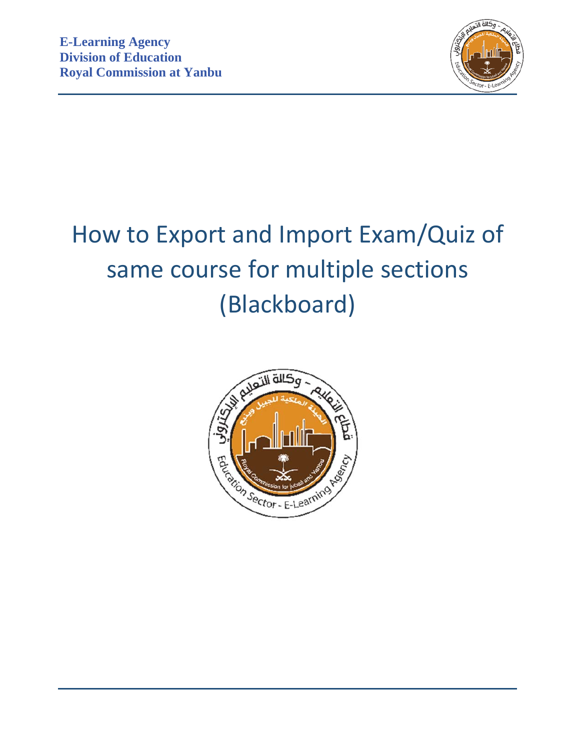**E-Learning Agency**
**Division of Education**
**Royal Commission at Yanbu**

# How to Export and Import Exam/Quiz of same course for multiple sections (Blackboard)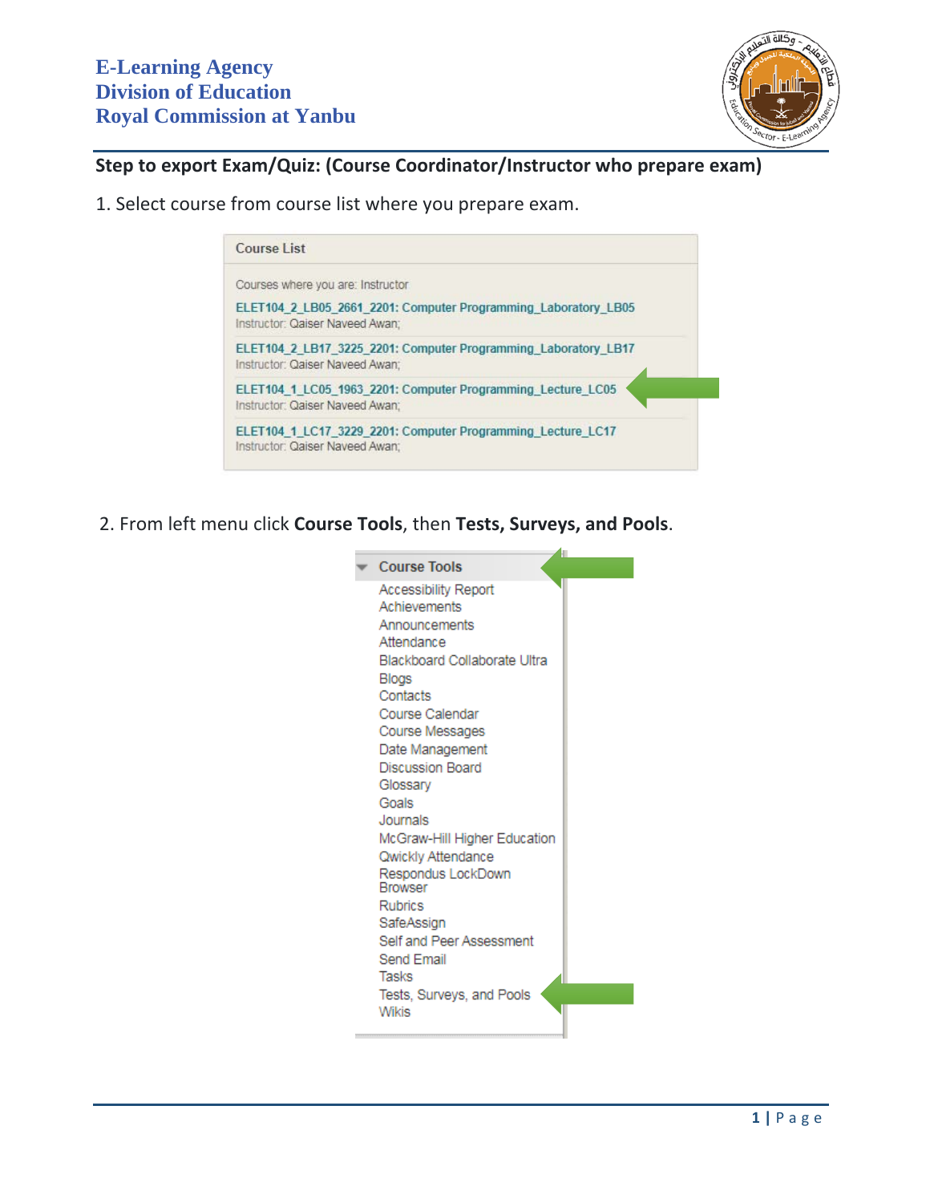**E-Learning Agency**
**Division of Education**
**Royal Commission at Yanbu**

## Step to export Exam/Quiz: (Course Coordinator/Instructor who prepare exam)

1. Select course from course list where you prepare exam.

Course List

Courses where you are: Instructor

ELET104_2_LB05_2661_2201: Computer Programming_Laboratory_LB05
Instructor: Qaiser Naveed Awan;

ELET104_2_LB17_3225_2201: Computer Programming_Laboratory_LB17
Instructor: Qaiser Naveed Awan;

ELET104_1_LC05_1963_2201: Computer Programming_Lecture_LC05
Instructor: Qaiser Naveed Awan;

ELET104_1_LC17_3229_2201: Computer Programming_Lecture_LC17
Instructor: Qaiser Naveed Awan;

2. From left menu click **Course Tools**, then **Tests, Surveys, and Pools**.

Course Tools
- Accessibility Report
- Achievements
- Announcements
- Attendance
- Blackboard Collaborate Ultra
- Blogs
- Contacts
- Course Calendar
- Course Messages
- Date Management
- Discussion Board
- Glossary
- Goals
- Journals
- McGraw-Hill Higher Education
- Qwickly Attendance
- Respondus LockDown Browser
- Rubrics
- SafeAssign
- Self and Peer Assessment
- Send Email
- Tasks
- Tests, Surveys, and Pools
- Wikis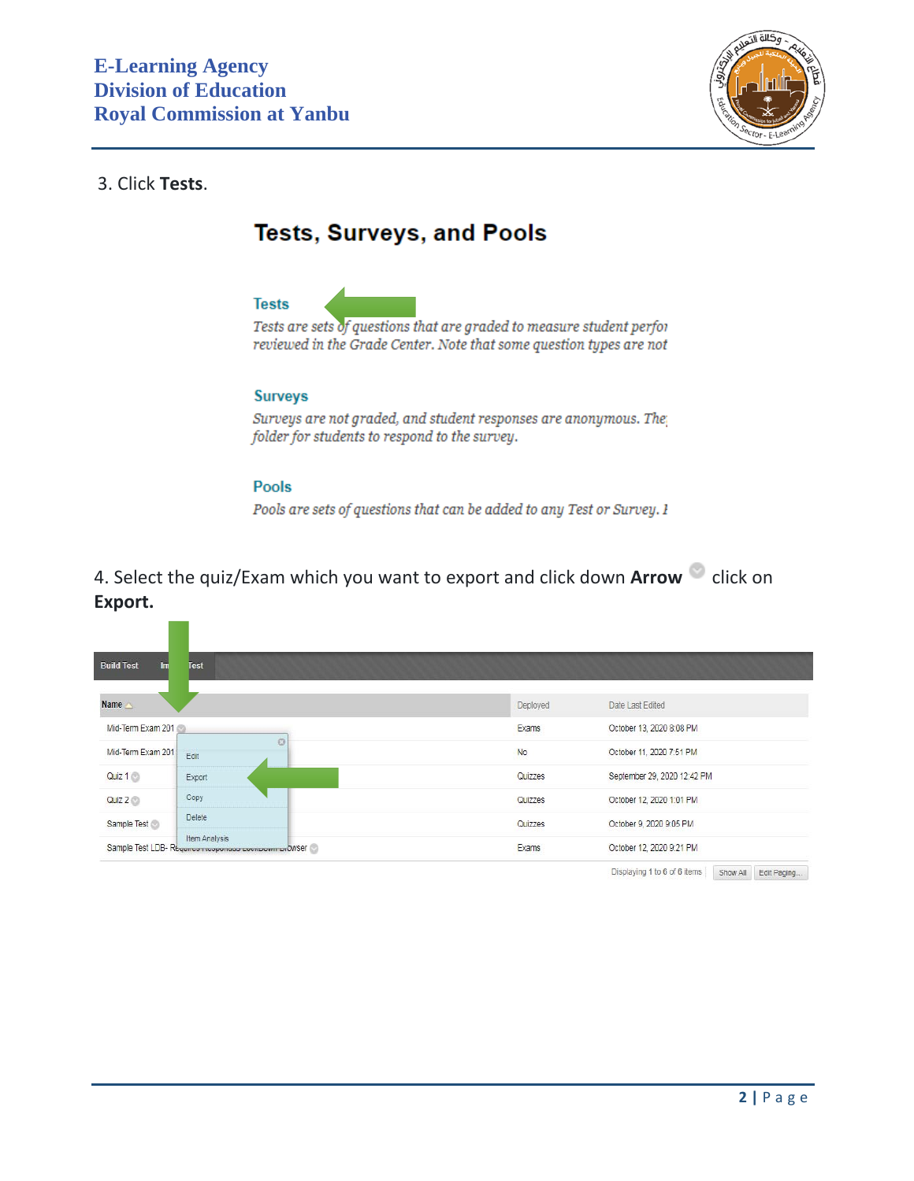3. Click **Tests**.

4. Select the quiz/Exam which you want to export and click down **Arrow** click on **Export.**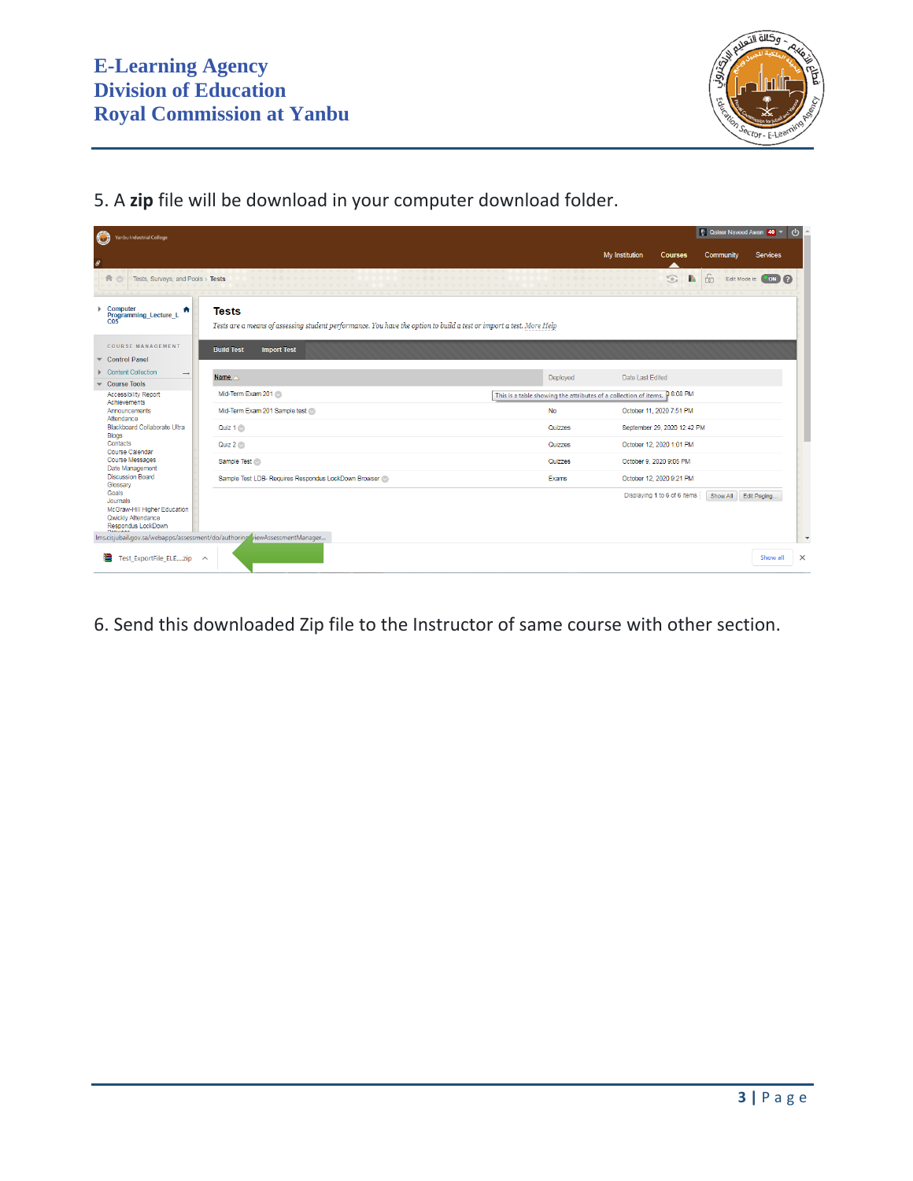5. A **zip** file will be download in your computer download folder.

6. Send this downloaded Zip file to the Instructor of same course with other section.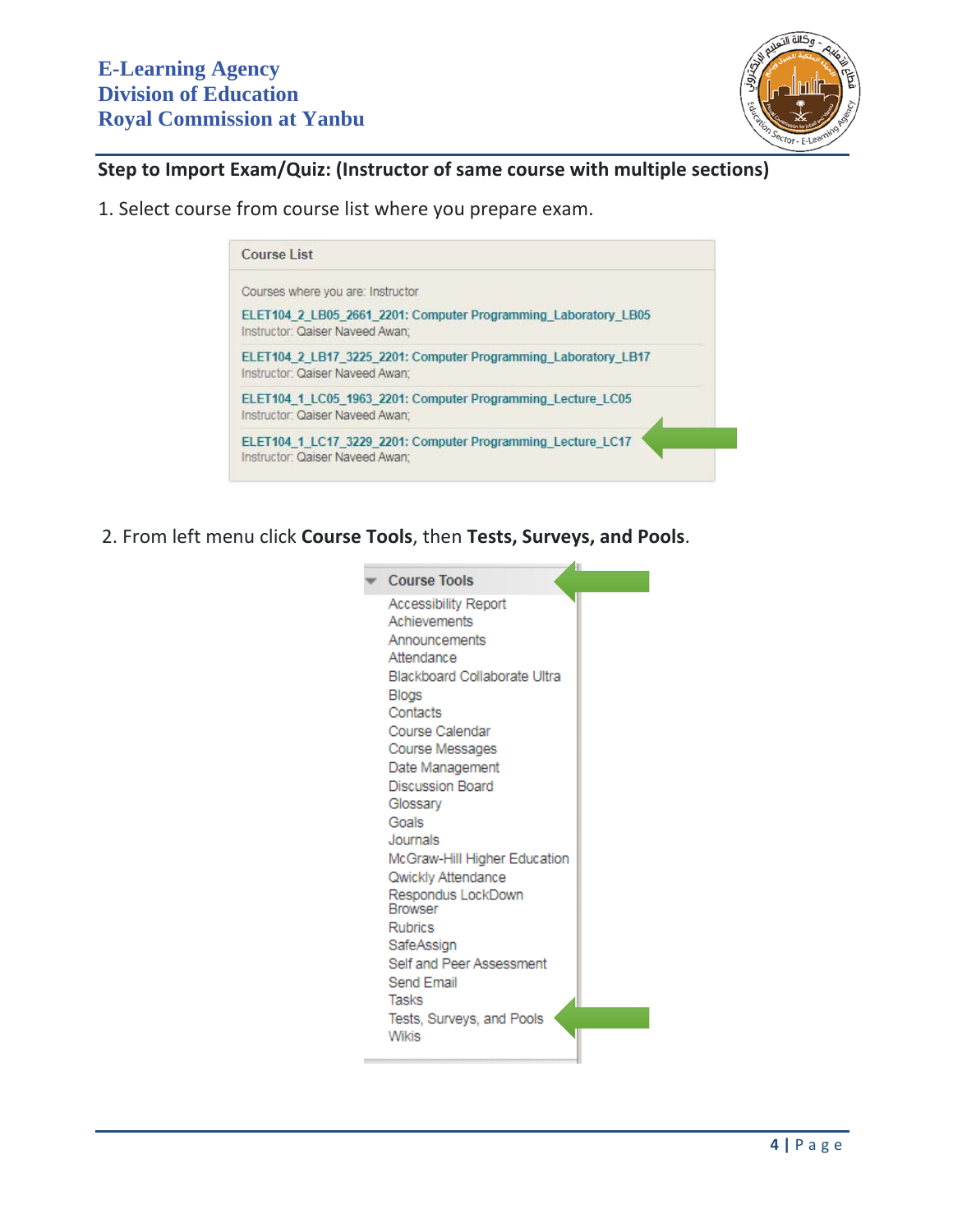## Step to Import Exam/Quiz: (Instructor of same course with multiple sections)

1. Select course from course list where you prepare exam.

Course List

Courses where you are: Instructor

ELET104_2_LB05_2661_2201: Computer Programming_Laboratory_LB05
Instructor: Qaiser Naveed Awan;

ELET104_2_LB17_3225_2201: Computer Programming_Laboratory_LB17
Instructor: Qaiser Naveed Awan;

ELET104_1_LC05_1963_2201: Computer Programming_Lecture_LC05
Instructor: Qaiser Naveed Awan;

ELET104_1_LC17_3229_2201: Computer Programming_Lecture_LC17
Instructor: Qaiser Naveed Awan;

2. From left menu click **Course Tools**, then **Tests, Surveys, and Pools**.

Course Tools
- Accessibility Report
- Achievements
- Announcements
- Attendance
- Blackboard Collaborate Ultra
- Blogs
- Contacts
- Course Calendar
- Course Messages
- Date Management
- Discussion Board
- Glossary
- Goals
- Journals
- McGraw-Hill Higher Education
- Qwickly Attendance
- Respondus LockDown Browser
- Rubrics
- SafeAssign
- Self and Peer Assessment
- Send Email
- Tasks
- Tests, Surveys, and Pools
- Wikis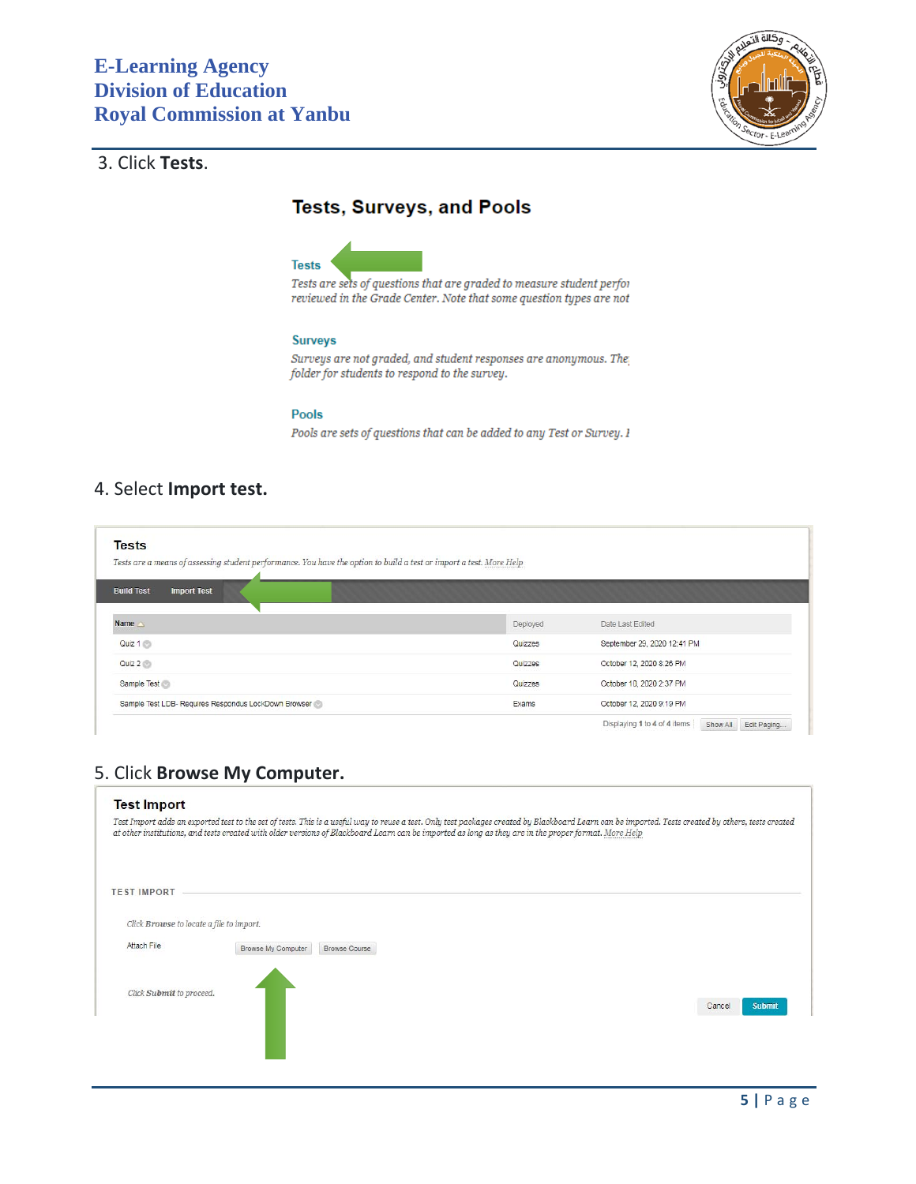3. Click **Tests**.

**Tests, Surveys, and Pools**

Tests
*Tests are sets of questions that are graded to measure student perfo reviewed in the Grade Center. Note that some question types are not*

Surveys
*Surveys are not graded, and student responses are anonymous. The folder for students to respond to the survey.*

Pools
*Pools are sets of questions that can be added to any Test or Survey.*

4. Select **Import test.**

**Tests**

*Tests are a means of assessing student performance. You have the option to build a test or import a test.* More Help

Build Test | Import Test

| Name | Deployed | Date Last Edited |
|---|---|---|
| Quiz 1 | Quizzes | September 29, 2020 12:41 PM |
| Quiz 2 | Quizzes | October 12, 2020 8:26 PM |
| Sample Test | Quizzes | October 10, 2020 2:37 PM |
| Sample Test LDB- Requires Respondus LockDown Browser | Exams | October 12, 2020 9:19 PM |

Displaying 1 to 4 of 4 items | Show All | Edit Paging...

5. Click **Browse My Computer.**

**Test Import**

*Test Import adds an exported test to the set of tests. This is a useful way to reuse a test. Only test packages created by Blackboard Learn can be imported. Tests created by others, tests created at other institutions, and tests created with older versions of Blackboard Learn can be imported as long as they are in the proper format.* More Help

TEST IMPORT

*Click **Browse** to locate a file to import.*

Attach File | Browse My Computer | Browse Course

*Click **Submit** to proceed.*

Cancel | Submit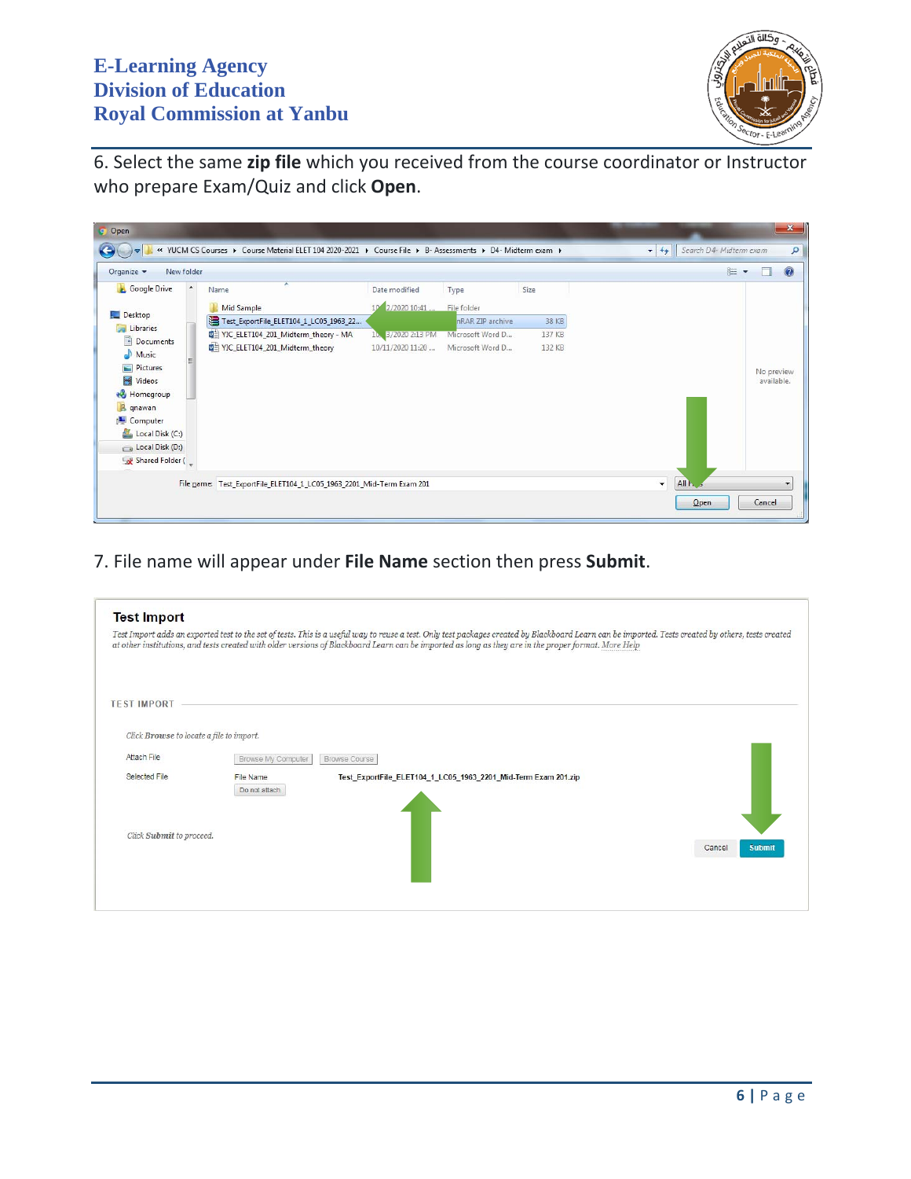6. Select the same **zip file** which you received from the course coordinator or Instructor who prepare Exam/Quiz and click **Open**.

7. File name will appear under **File Name** section then press **Submit**.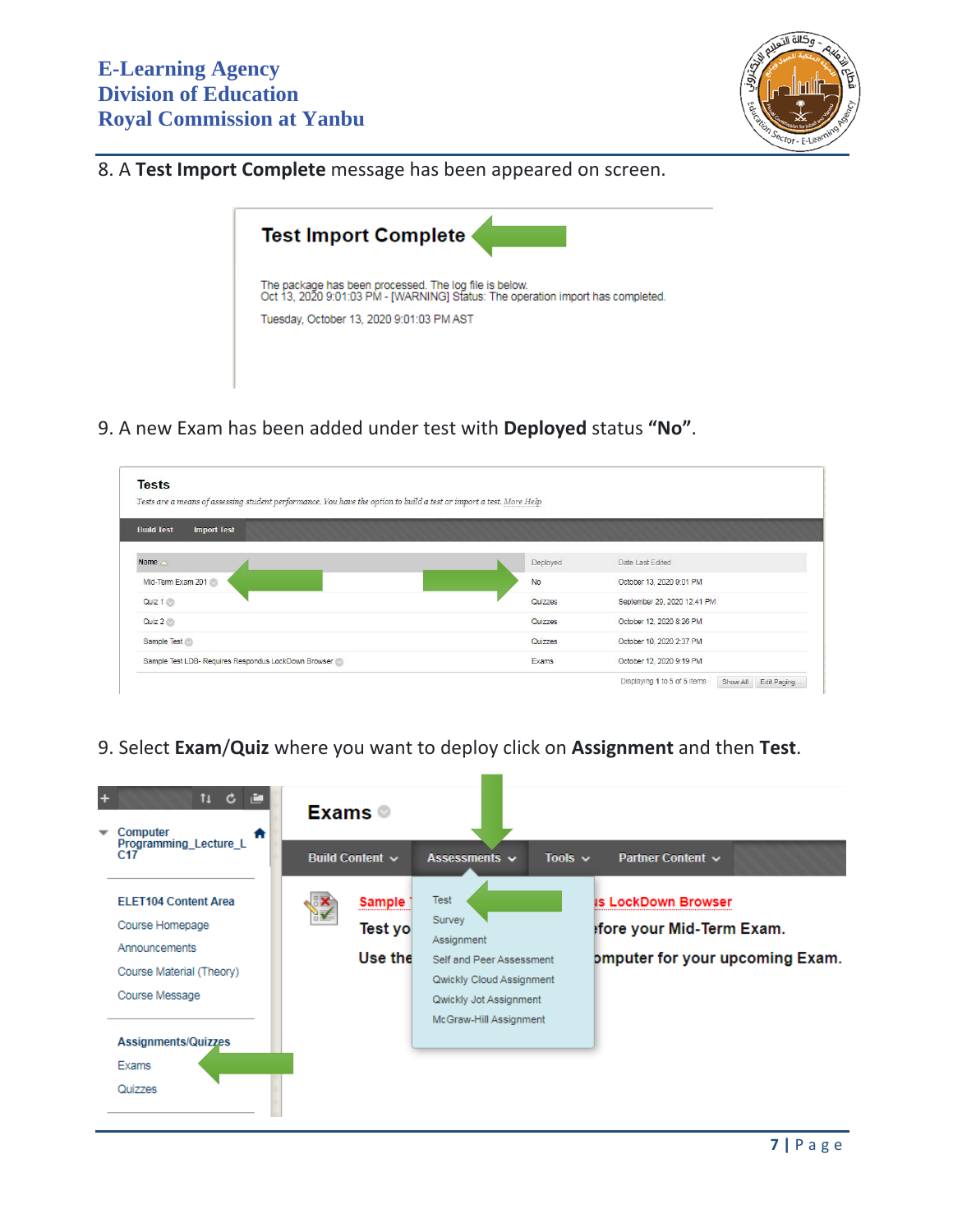8. A **Test Import Complete** message has been appeared on screen.

**Test Import Complete**

The package has been processed. The log file is below.
Oct 13, 2020 9:01:03 PM - [WARNING] Status: The operation import has completed.

Tuesday, October 13, 2020 9:01:03 PM AST

9. A new Exam has been added under test with **Deployed** status **"No"**.

**Tests**

*Tests are a means of assessing student performance. You have the option to build a test or import a test. More Help*

Build Test | Import Test

| Name | Deployed | Date Last Edited |
|---|---|---|
| Mid-Term Exam 201 | No | October 13, 2020 9:01 PM |
| Quiz 1 | Quizzes | September 29, 2020 12:41 PM |
| Quiz 2 | Quizzes | October 12, 2020 8:26 PM |
| Sample Test | Quizzes | October 10, 2020 2:37 PM |
| Sample Test LDB- Requires Respondus LockDown Browser | Exams | October 12, 2020 9:19 PM |

Displaying 1 to 5 of 5 items | Show All | Edit Paging...

9. Select **Exam/Quiz** where you want to deploy click on **Assignment** and then **Test**.

**Exams**

Build Content | Assessments | Tools | Partner Content

Assessments menu: Test, Survey, Assignment, Self and Peer Assessment, Qwickly Cloud Assignment, Qwickly Jot Assignment, McGraw-Hill Assignment

Computer Programming_Lecture_L C17

ELET104 Content Area
Course Homepage
Announcements
Course Material (Theory)
Course Message

Assignments/Quizzes
Exams
Quizzes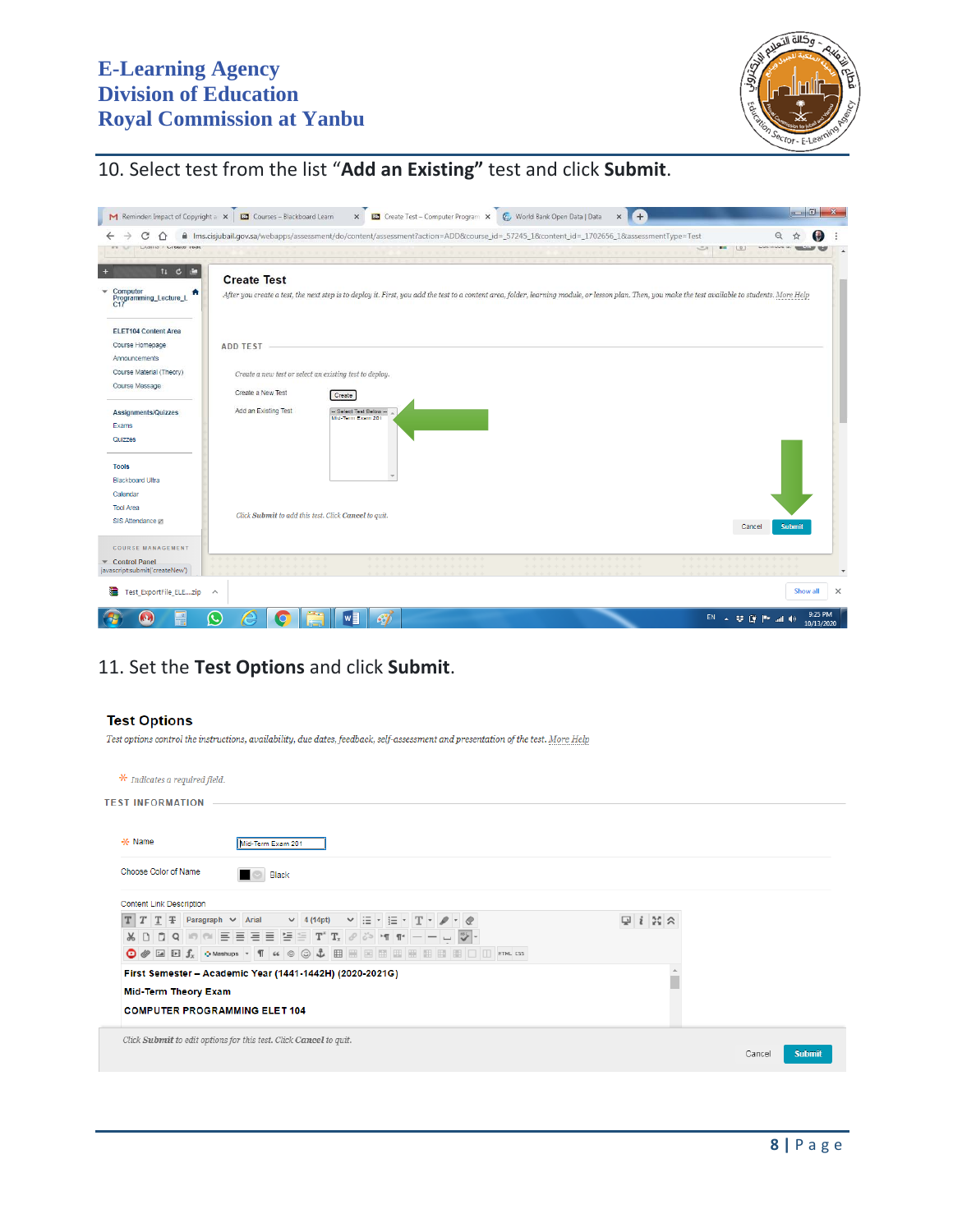10. Select test from the list "**Add an Existing**" test and click **Submit**.

11. Set the **Test Options** and click **Submit**.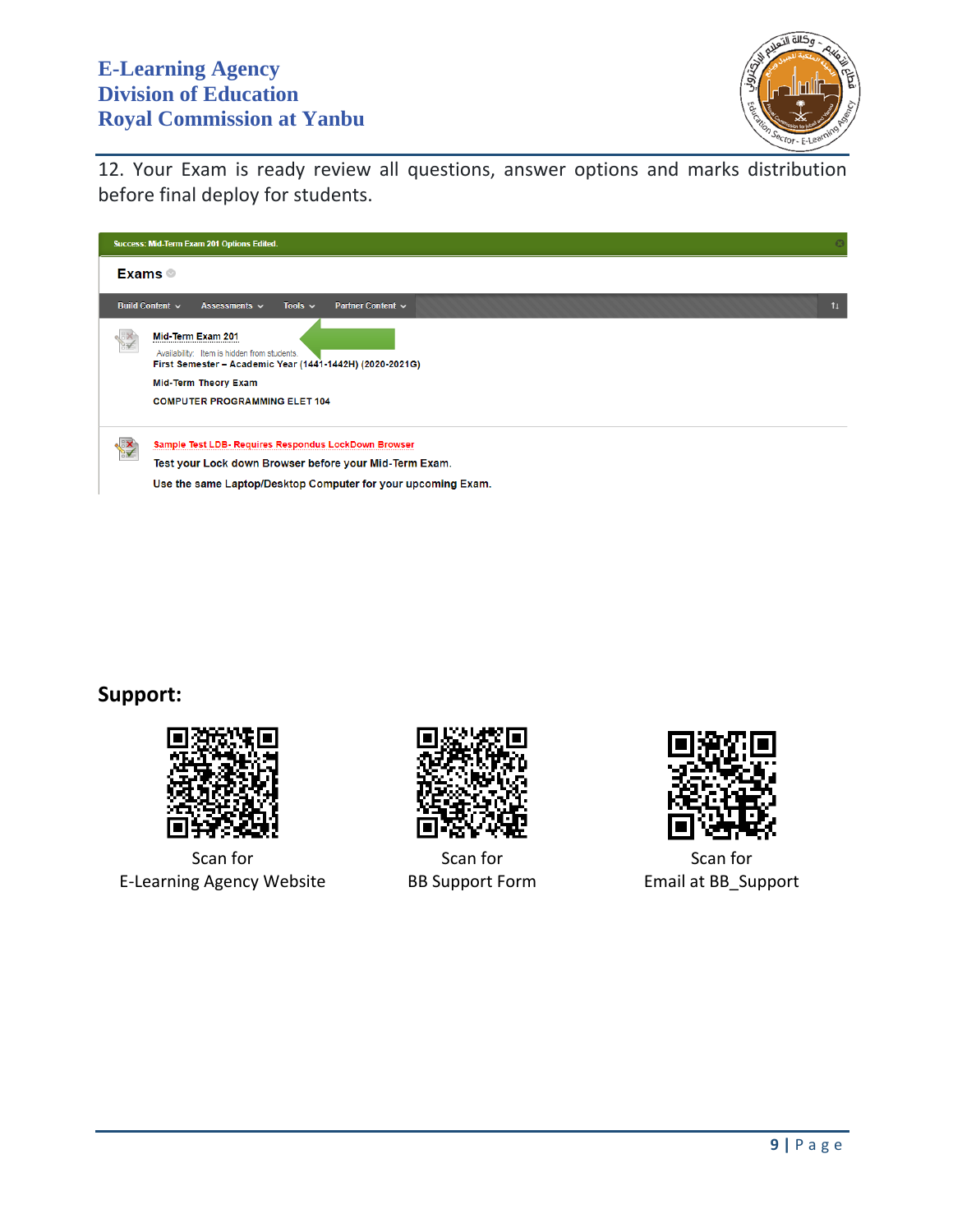12. Your Exam is ready review all questions, answer options and marks distribution before final deploy for students.

Success: Mid-Term Exam 201 Options Edited.

Exams

Build Content | Assessments | Tools | Partner Content

Mid-Term Exam 201

Availability: Item is hidden from students.

First Semester – Academic Year (1441-1442H) (2020-2021G)

Mid-Term Theory Exam

COMPUTER PROGRAMMING ELET 104

Sample Test LDB- Requires Respondus LockDown Browser

Test your Lock down Browser before your Mid-Term Exam.

Use the same Laptop/Desktop Computer for your upcoming Exam.

## Support:

Scan for
E-Learning Agency Website

Scan for
BB Support Form

Scan for
Email at BB_Support